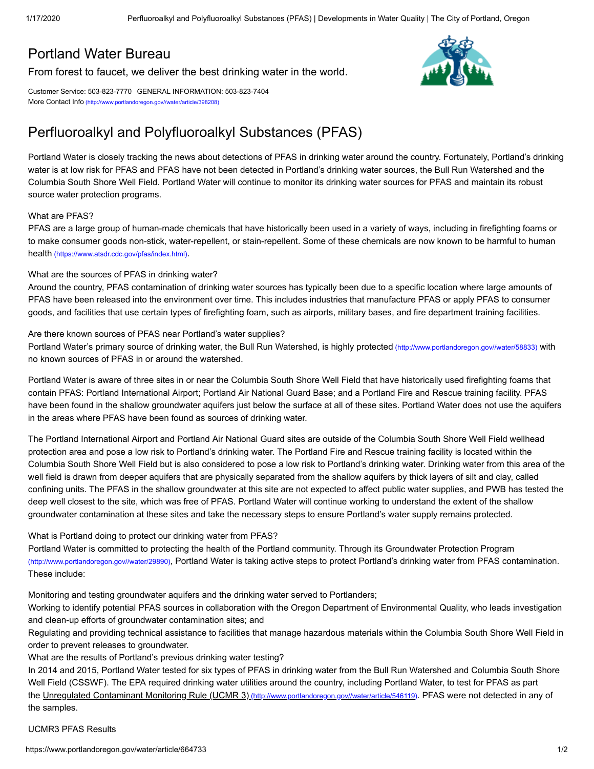# Portland Water Bureau

From forest to faucet, we deliver the best drinking water in the world.

Customer Service: 503-823-7770 GENERAL INFORMATION: 503-823-7404
More Contact Info (http://www.portlandoregon.gov//water/article/398208)

## Perfluoroalkyl and Polyfluoroalkyl Substances (PFAS)

Portland Water is closely tracking the news about detections of PFAS in drinking water around the country. Fortunately, Portland's drinking water is at low risk for PFAS and PFAS have not been detected in Portland's drinking water sources, the Bull Run Watershed and the Columbia South Shore Well Field. Portland Water will continue to monitor its drinking water sources for PFAS and maintain its robust source water protection programs.

What are PFAS?
PFAS are a large group of human-made chemicals that have historically been used in a variety of ways, including in firefighting foams or to make consumer goods non-stick, water-repellent, or stain-repellent. Some of these chemicals are now known to be harmful to human health (https://www.atsdr.cdc.gov/pfas/index.html).

What are the sources of PFAS in drinking water?
Around the country, PFAS contamination of drinking water sources has typically been due to a specific location where large amounts of PFAS have been released into the environment over time. This includes industries that manufacture PFAS or apply PFAS to consumer goods, and facilities that use certain types of firefighting foam, such as airports, military bases, and fire department training facilities.

Are there known sources of PFAS near Portland's water supplies?
Portland Water's primary source of drinking water, the Bull Run Watershed, is highly protected (http://www.portlandoregon.gov//water/58833) with no known sources of PFAS in or around the watershed.

Portland Water is aware of three sites in or near the Columbia South Shore Well Field that have historically used firefighting foams that contain PFAS: Portland International Airport; Portland Air National Guard Base; and a Portland Fire and Rescue training facility. PFAS have been found in the shallow groundwater aquifers just below the surface at all of these sites. Portland Water does not use the aquifers in the areas where PFAS have been found as sources of drinking water.

The Portland International Airport and Portland Air National Guard sites are outside of the Columbia South Shore Well Field wellhead protection area and pose a low risk to Portland's drinking water. The Portland Fire and Rescue training facility is located within the Columbia South Shore Well Field but is also considered to pose a low risk to Portland's drinking water. Drinking water from this area of the well field is drawn from deeper aquifers that are physically separated from the shallow aquifers by thick layers of silt and clay, called confining units. The PFAS in the shallow groundwater at this site are not expected to affect public water supplies, and PWB has tested the deep well closest to the site, which was free of PFAS. Portland Water will continue working to understand the extent of the shallow groundwater contamination at these sites and take the necessary steps to ensure Portland's water supply remains protected.

What is Portland doing to protect our drinking water from PFAS?
Portland Water is committed to protecting the health of the Portland community. Through its Groundwater Protection Program (http://www.portlandoregon.gov//water/29890), Portland Water is taking active steps to protect Portland's drinking water from PFAS contamination. These include:

Monitoring and testing groundwater aquifers and the drinking water served to Portlanders;
Working to identify potential PFAS sources in collaboration with the Oregon Department of Environmental Quality, who leads investigation and clean-up efforts of groundwater contamination sites; and
Regulating and providing technical assistance to facilities that manage hazardous materials within the Columbia South Shore Well Field in order to prevent releases to groundwater.

What are the results of Portland's previous drinking water testing?
In 2014 and 2015, Portland Water tested for six types of PFAS in drinking water from the Bull Run Watershed and Columbia South Shore Well Field (CSSWF). The EPA required drinking water utilities around the country, including Portland Water, to test for PFAS as part the Unregulated Contaminant Monitoring Rule (UCMR 3) (http://www.portlandoregon.gov//water/article/546119). PFAS were not detected in any of the samples.

UCMR3 PFAS Results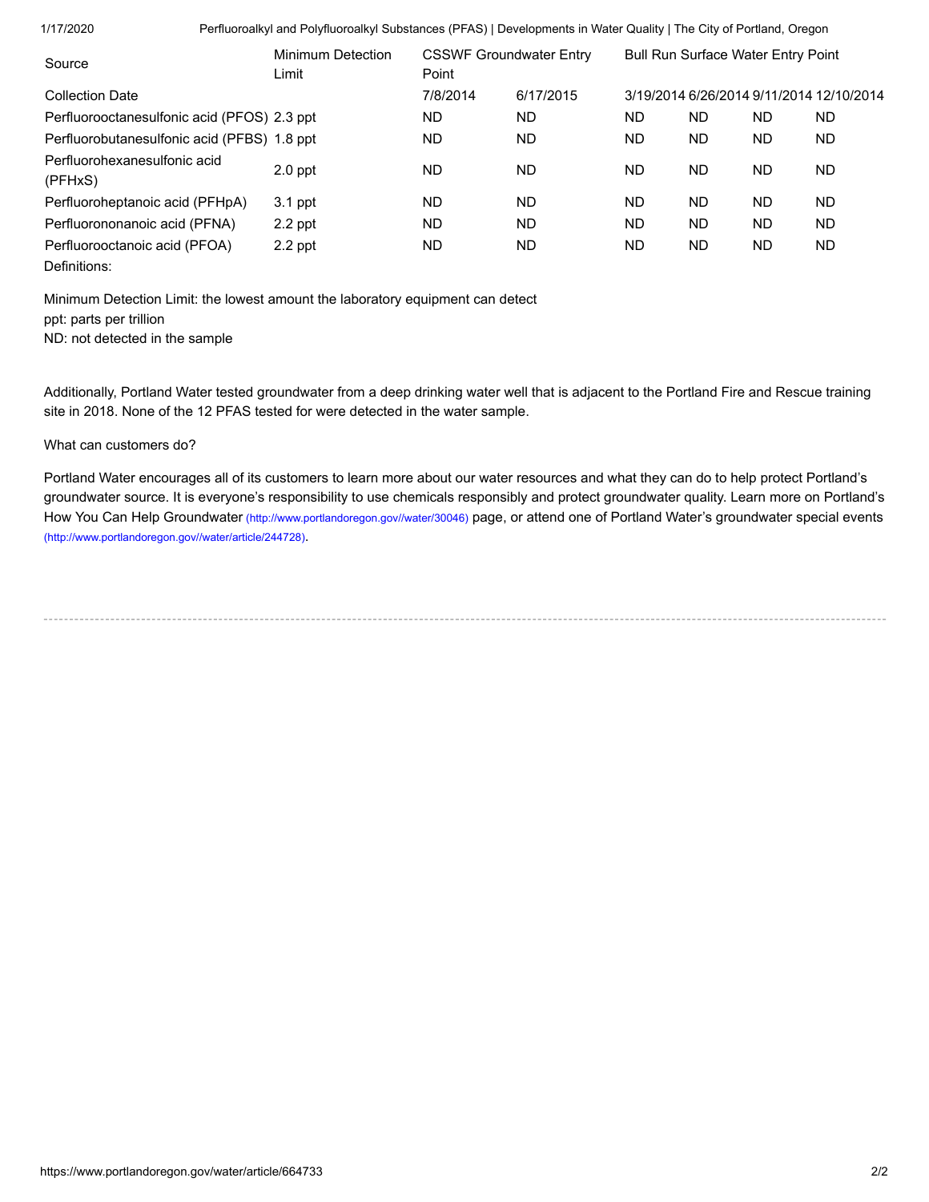| Source | Minimum Detection Limit | CSSWF Groundwater Entry Point | | Bull Run Surface Water Entry Point | | | |
|---|---|---|---|---|---|---|---|
| Collection Date | | 7/8/2014 | 6/17/2015 | 3/19/2014 | 6/26/2014 | 9/11/2014 | 12/10/2014 |
| Perfluorooctanesulfonic acid (PFOS) | 2.3 ppt | ND | ND | ND | ND | ND | ND |
| Perfluorobutanesulfonic acid (PFBS) | 1.8 ppt | ND | ND | ND | ND | ND | ND |
| Perfluorohexanesulfonic acid (PFHxS) | 2.0 ppt | ND | ND | ND | ND | ND | ND |
| Perfluoroheptanoic acid (PFHpA) | 3.1 ppt | ND | ND | ND | ND | ND | ND |
| Perfluorononanoic acid (PFNA) | 2.2 ppt | ND | ND | ND | ND | ND | ND |
| Perfluorooctanoic acid (PFOA) | 2.2 ppt | ND | ND | ND | ND | ND | ND |

Definitions:

Minimum Detection Limit: the lowest amount the laboratory equipment can detect
ppt: parts per trillion
ND: not detected in the sample

Additionally, Portland Water tested groundwater from a deep drinking water well that is adjacent to the Portland Fire and Rescue training site in 2018. None of the 12 PFAS tested for were detected in the water sample.

What can customers do?

Portland Water encourages all of its customers to learn more about our water resources and what they can do to help protect Portland's groundwater source. It is everyone's responsibility to use chemicals responsibly and protect groundwater quality. Learn more on Portland's How You Can Help Groundwater (http://www.portlandoregon.gov//water/30046) page, or attend one of Portland Water's groundwater special events (http://www.portlandoregon.gov//water/article/244728).